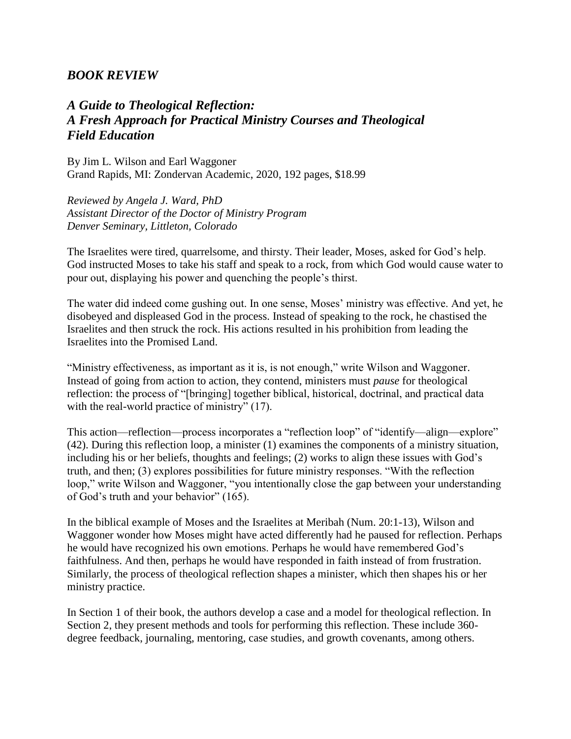## *BOOK REVIEW*

## *A Guide to Theological Reflection: A Fresh Approach for Practical Ministry Courses and Theological Field Education*

By Jim L. Wilson and Earl Waggoner
Grand Rapids, MI: Zondervan Academic, 2020, 192 pages, $18.99

*Reviewed by Angela J. Ward, PhD*
*Assistant Director of the Doctor of Ministry Program*
*Denver Seminary, Littleton, Colorado*

The Israelites were tired, quarrelsome, and thirsty. Their leader, Moses, asked for God's help. God instructed Moses to take his staff and speak to a rock, from which God would cause water to pour out, displaying his power and quenching the people's thirst.

The water did indeed come gushing out. In one sense, Moses' ministry was effective. And yet, he disobeyed and displeased God in the process. Instead of speaking to the rock, he chastised the Israelites and then struck the rock. His actions resulted in his prohibition from leading the Israelites into the Promised Land.

"Ministry effectiveness, as important as it is, is not enough," write Wilson and Waggoner. Instead of going from action to action, they contend, ministers must *pause* for theological reflection: the process of "[bringing] together biblical, historical, doctrinal, and practical data with the real-world practice of ministry" (17).

This action—reflection—process incorporates a "reflection loop" of "identify—align—explore" (42). During this reflection loop, a minister (1) examines the components of a ministry situation, including his or her beliefs, thoughts and feelings; (2) works to align these issues with God's truth, and then; (3) explores possibilities for future ministry responses. "With the reflection loop," write Wilson and Waggoner, "you intentionally close the gap between your understanding of God's truth and your behavior" (165).

In the biblical example of Moses and the Israelites at Meribah (Num. 20:1-13), Wilson and Waggoner wonder how Moses might have acted differently had he paused for reflection. Perhaps he would have recognized his own emotions. Perhaps he would have remembered God's faithfulness. And then, perhaps he would have responded in faith instead of from frustration. Similarly, the process of theological reflection shapes a minister, which then shapes his or her ministry practice.

In Section 1 of their book, the authors develop a case and a model for theological reflection. In Section 2, they present methods and tools for performing this reflection. These include 360-degree feedback, journaling, mentoring, case studies, and growth covenants, among others.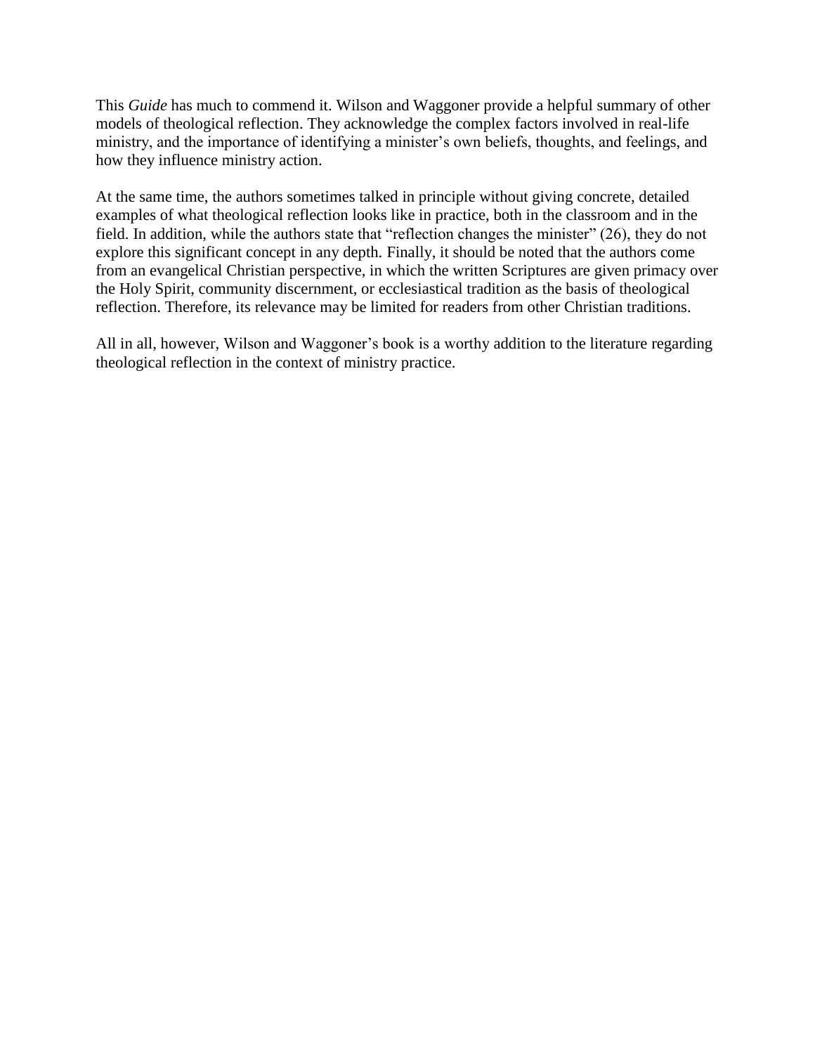This *Guide* has much to commend it. Wilson and Waggoner provide a helpful summary of other models of theological reflection. They acknowledge the complex factors involved in real-life ministry, and the importance of identifying a minister's own beliefs, thoughts, and feelings, and how they influence ministry action.

At the same time, the authors sometimes talked in principle without giving concrete, detailed examples of what theological reflection looks like in practice, both in the classroom and in the field. In addition, while the authors state that "reflection changes the minister" (26), they do not explore this significant concept in any depth. Finally, it should be noted that the authors come from an evangelical Christian perspective, in which the written Scriptures are given primacy over the Holy Spirit, community discernment, or ecclesiastical tradition as the basis of theological reflection. Therefore, its relevance may be limited for readers from other Christian traditions.

All in all, however, Wilson and Waggoner's book is a worthy addition to the literature regarding theological reflection in the context of ministry practice.